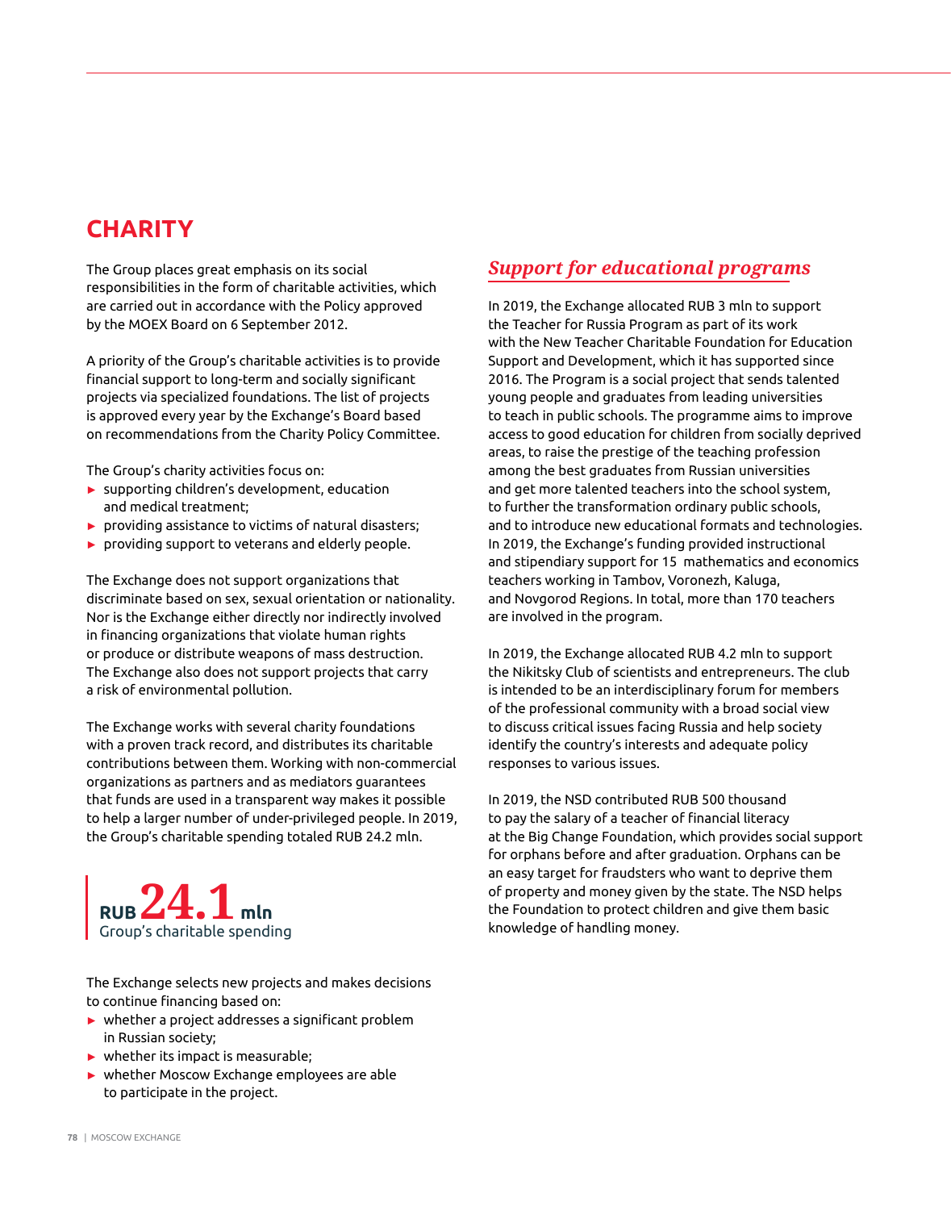# CHARITY

The Group places great emphasis on its social responsibilities in the form of charitable activities, which are carried out in accordance with the Policy approved by the MOEX Board on 6 September 2012.

A priority of the Group's charitable activities is to provide financial support to long-term and socially significant projects via specialized foundations. The list of projects is approved every year by the Exchange's Board based on recommendations from the Charity Policy Committee.

The Group's charity activities focus on:

- supporting children's development, education and medical treatment;
- providing assistance to victims of natural disasters;
- providing support to veterans and elderly people.

The Exchange does not support organizations that discriminate based on sex, sexual orientation or nationality. Nor is the Exchange either directly nor indirectly involved in financing organizations that violate human rights or produce or distribute weapons of mass destruction. The Exchange also does not support projects that carry a risk of environmental pollution.

The Exchange works with several charity foundations with a proven track record, and distributes its charitable contributions between them. Working with non-commercial organizations as partners and as mediators guarantees that funds are used in a transparent way makes it possible to help a larger number of under-privileged people. In 2019, the Group's charitable spending totaled RUB 24.2 mln.

**RUB 24.1 mln**
Group's charitable spending

The Exchange selects new projects and makes decisions to continue financing based on:

- whether a project addresses a significant problem in Russian society;
- whether its impact is measurable;
- whether Moscow Exchange employees are able to participate in the project.

## *Support for educational programs*

In 2019, the Exchange allocated RUB 3 mln to support the Teacher for Russia Program as part of its work with the New Teacher Charitable Foundation for Education Support and Development, which it has supported since 2016. The Program is a social project that sends talented young people and graduates from leading universities to teach in public schools. The programme aims to improve access to good education for children from socially deprived areas, to raise the prestige of the teaching profession among the best graduates from Russian universities and get more talented teachers into the school system, to further the transformation ordinary public schools, and to introduce new educational formats and technologies. In 2019, the Exchange's funding provided instructional and stipendiary support for 15 mathematics and economics teachers working in Tambov, Voronezh, Kaluga, and Novgorod Regions. In total, more than 170 teachers are involved in the program.

In 2019, the Exchange allocated RUB 4.2 mln to support the Nikitsky Club of scientists and entrepreneurs. The club is intended to be an interdisciplinary forum for members of the professional community with a broad social view to discuss critical issues facing Russia and help society identify the country's interests and adequate policy responses to various issues.

In 2019, the NSD contributed RUB 500 thousand to pay the salary of a teacher of financial literacy at the Big Change Foundation, which provides social support for orphans before and after graduation. Orphans can be an easy target for fraudsters who want to deprive them of property and money given by the state. The NSD helps the Foundation to protect children and give them basic knowledge of handling money.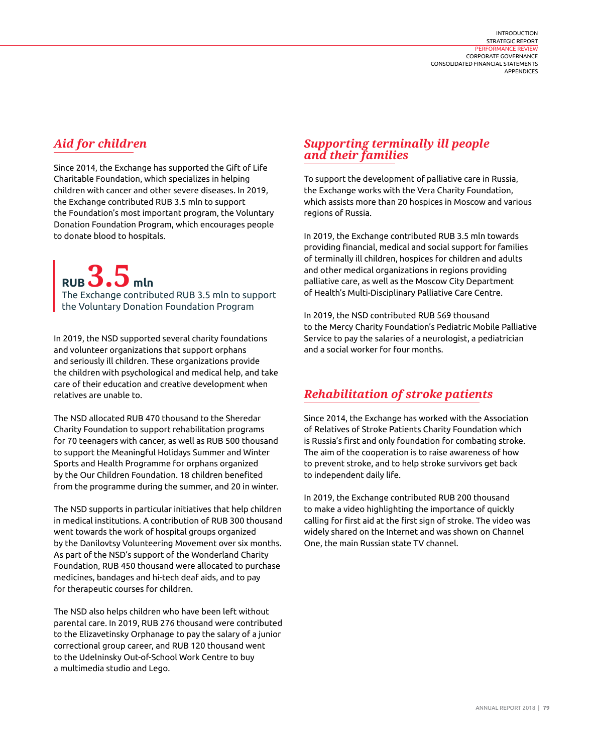## *Aid for children*

Since 2014, the Exchange has supported the Gift of Life Charitable Foundation, which specializes in helping children with cancer and other severe diseases. In 2019, the Exchange contributed RUB 3.5 mln to support the Foundation's most important program, the Voluntary Donation Foundation Program, which encourages people to donate blood to hospitals.

**RUB 3.5 mln**

The Exchange contributed RUB 3.5 mln to support the Voluntary Donation Foundation Program

In 2019, the NSD supported several charity foundations and volunteer organizations that support orphans and seriously ill children. These organizations provide the children with psychological and medical help, and take care of their education and creative development when relatives are unable to.

The NSD allocated RUB 470 thousand to the Sheredar Charity Foundation to support rehabilitation programs for 70 teenagers with cancer, as well as RUB 500 thousand to support the Meaningful Holidays Summer and Winter Sports and Health Programme for orphans organized by the Our Children Foundation. 18 children benefited from the programme during the summer, and 20 in winter.

The NSD supports in particular initiatives that help children in medical institutions. A contribution of RUB 300 thousand went towards the work of hospital groups organized by the Danilovtsy Volunteering Movement over six months. As part of the NSD's support of the Wonderland Charity Foundation, RUB 450 thousand were allocated to purchase medicines, bandages and hi-tech deaf aids, and to pay for therapeutic courses for children.

The NSD also helps children who have been left without parental care. In 2019, RUB 276 thousand were contributed to the Elizavetinsky Orphanage to pay the salary of a junior correctional group career, and RUB 120 thousand went to the Udelninsky Out-of-School Work Centre to buy a multimedia studio and Lego.

## *Supporting terminally ill people and their families*

To support the development of palliative care in Russia, the Exchange works with the Vera Charity Foundation, which assists more than 20 hospices in Moscow and various regions of Russia.

In 2019, the Exchange contributed RUB 3.5 mln towards providing financial, medical and social support for families of terminally ill children, hospices for children and adults and other medical organizations in regions providing palliative care, as well as the Moscow City Department of Health's Multi-Disciplinary Palliative Care Centre.

In 2019, the NSD contributed RUB 569 thousand to the Mercy Charity Foundation's Pediatric Mobile Palliative Service to pay the salaries of a neurologist, a pediatrician and a social worker for four months.

## *Rehabilitation of stroke patients*

Since 2014, the Exchange has worked with the Association of Relatives of Stroke Patients Charity Foundation which is Russia's first and only foundation for combating stroke. The aim of the cooperation is to raise awareness of how to prevent stroke, and to help stroke survivors get back to independent daily life.

In 2019, the Exchange contributed RUB 200 thousand to make a video highlighting the importance of quickly calling for first aid at the first sign of stroke. The video was widely shared on the Internet and was shown on Channel One, the main Russian state TV channel.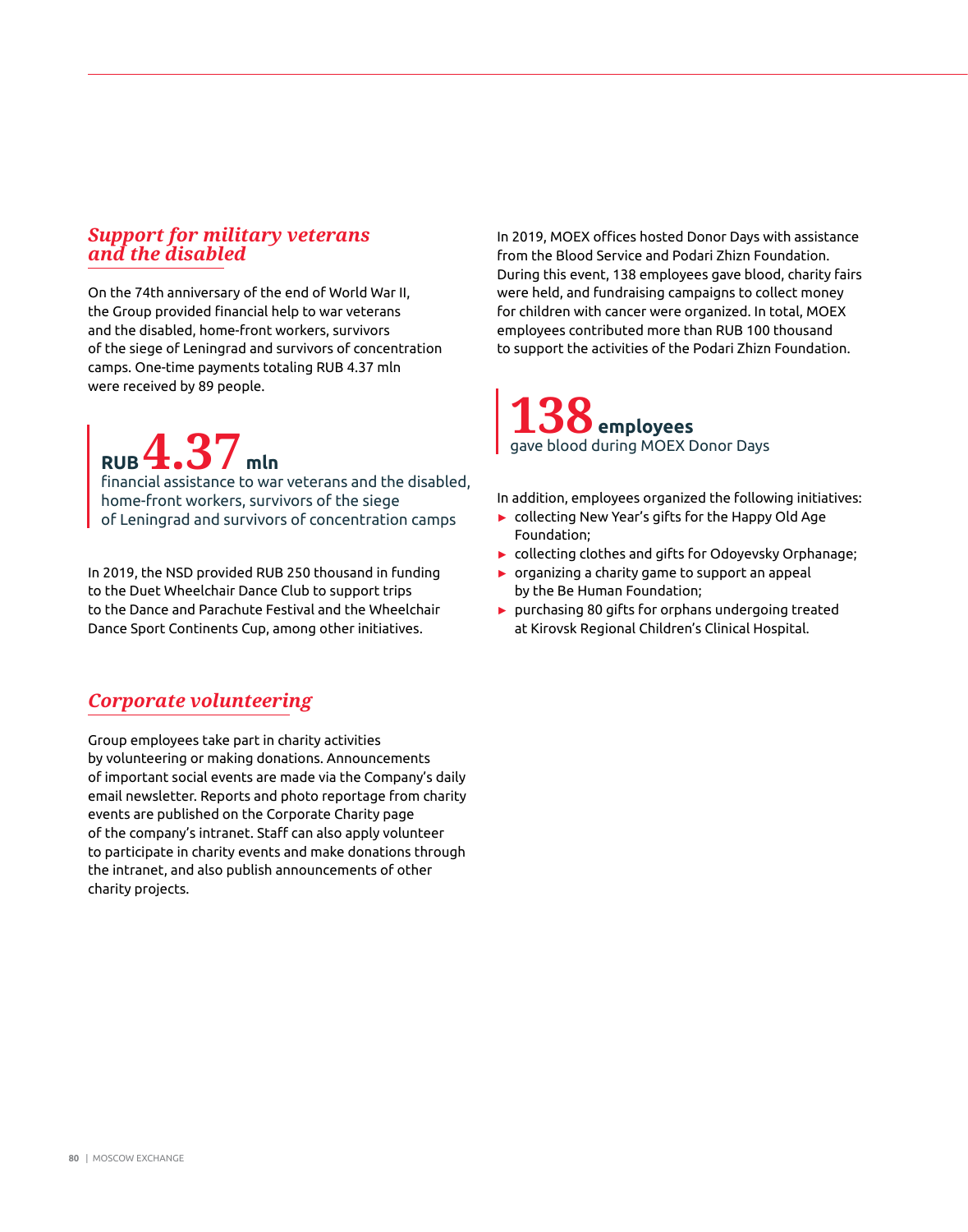## *Support for military veterans and the disabled*

On the 74th anniversary of the end of World War II, the Group provided financial help to war veterans and the disabled, home-front workers, survivors of the siege of Leningrad and survivors of concentration camps. One-time payments totaling RUB 4.37 mln were received by 89 people.

**RUB 4.37 mln**
financial assistance to war veterans and the disabled, home-front workers, survivors of the siege of Leningrad and survivors of concentration camps

In 2019, the NSD provided RUB 250 thousand in funding to the Duet Wheelchair Dance Club to support trips to the Dance and Parachute Festival and the Wheelchair Dance Sport Continents Cup, among other initiatives.

## *Corporate volunteering*

Group employees take part in charity activities by volunteering or making donations. Announcements of important social events are made via the Company's daily email newsletter. Reports and photo reportage from charity events are published on the Corporate Charity page of the company's intranet. Staff can also apply volunteer to participate in charity events and make donations through the intranet, and also publish announcements of other charity projects.

In 2019, MOEX offices hosted Donor Days with assistance from the Blood Service and Podari Zhizn Foundation. During this event, 138 employees gave blood, charity fairs were held, and fundraising campaigns to collect money for children with cancer were organized. In total, MOEX employees contributed more than RUB 100 thousand to support the activities of the Podari Zhizn Foundation.

**138 employees**
gave blood during MOEX Donor Days

In addition, employees organized the following initiatives:

- collecting New Year's gifts for the Happy Old Age Foundation;
- collecting clothes and gifts for Odoyevsky Orphanage;
- organizing a charity game to support an appeal by the Be Human Foundation;
- purchasing 80 gifts for orphans undergoing treated at Kirovsk Regional Children's Clinical Hospital.